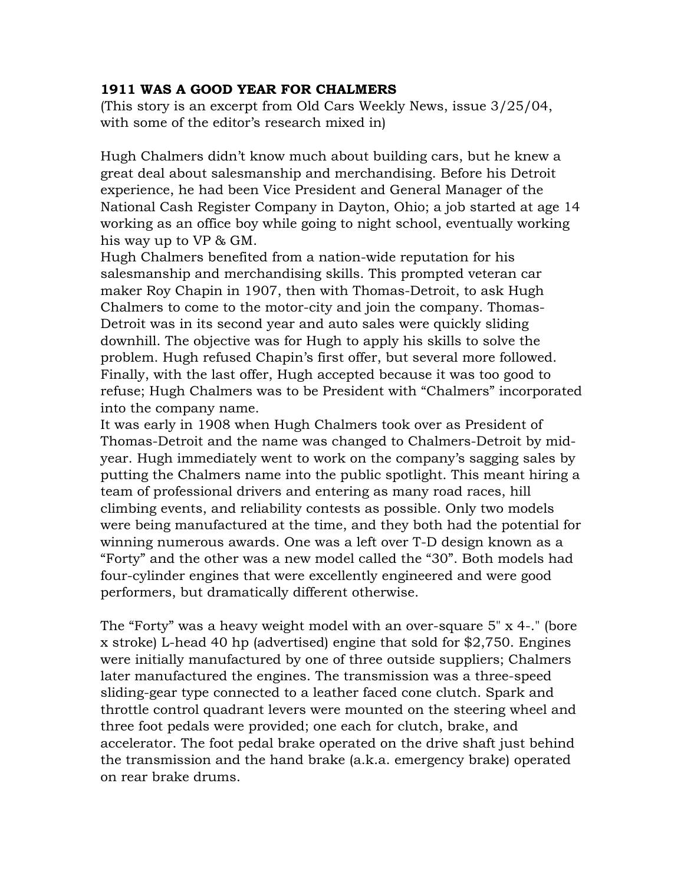**1911 WAS A GOOD YEAR FOR CHALMERS**

(This story is an excerpt from Old Cars Weekly News, issue 3/25/04, with some of the editor's research mixed in)

Hugh Chalmers didn't know much about building cars, but he knew a great deal about salesmanship and merchandising. Before his Detroit experience, he had been Vice President and General Manager of the National Cash Register Company in Dayton, Ohio; a job started at age 14 working as an office boy while going to night school, eventually working his way up to VP & GM.

Hugh Chalmers benefited from a nation-wide reputation for his salesmanship and merchandising skills. This prompted veteran car maker Roy Chapin in 1907, then with Thomas-Detroit, to ask Hugh Chalmers to come to the motor-city and join the company. Thomas-Detroit was in its second year and auto sales were quickly sliding downhill. The objective was for Hugh to apply his skills to solve the problem. Hugh refused Chapin's first offer, but several more followed. Finally, with the last offer, Hugh accepted because it was too good to refuse; Hugh Chalmers was to be President with "Chalmers" incorporated into the company name.

It was early in 1908 when Hugh Chalmers took over as President of Thomas-Detroit and the name was changed to Chalmers-Detroit by mid-year. Hugh immediately went to work on the company's sagging sales by putting the Chalmers name into the public spotlight. This meant hiring a team of professional drivers and entering as many road races, hill climbing events, and reliability contests as possible. Only two models were being manufactured at the time, and they both had the potential for winning numerous awards. One was a left over T-D design known as a "Forty" and the other was a new model called the "30". Both models had four-cylinder engines that were excellently engineered and were good performers, but dramatically different otherwise.

The "Forty" was a heavy weight model with an over-square 5" x 4-." (bore x stroke) L-head 40 hp (advertised) engine that sold for $2,750. Engines were initially manufactured by one of three outside suppliers; Chalmers later manufactured the engines. The transmission was a three-speed sliding-gear type connected to a leather faced cone clutch. Spark and throttle control quadrant levers were mounted on the steering wheel and three foot pedals were provided; one each for clutch, brake, and accelerator. The foot pedal brake operated on the drive shaft just behind the transmission and the hand brake (a.k.a. emergency brake) operated on rear brake drums.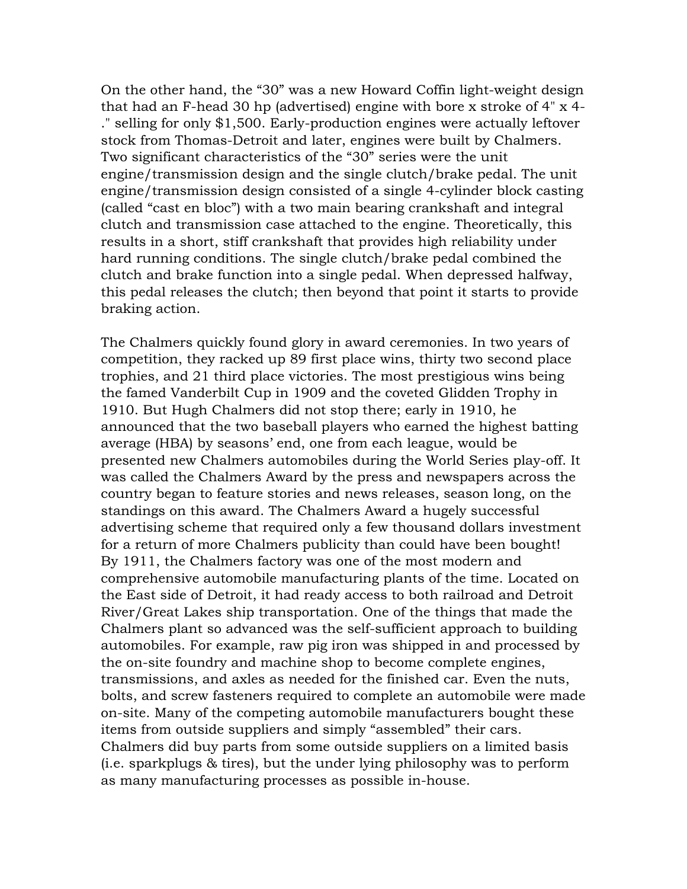On the other hand, the "30" was a new Howard Coffin light-weight design that had an F-head 30 hp (advertised) engine with bore x stroke of 4" x 4-." selling for only $1,500. Early-production engines were actually leftover stock from Thomas-Detroit and later, engines were built by Chalmers. Two significant characteristics of the "30" series were the unit engine/transmission design and the single clutch/brake pedal. The unit engine/transmission design consisted of a single 4-cylinder block casting (called "cast en bloc") with a two main bearing crankshaft and integral clutch and transmission case attached to the engine. Theoretically, this results in a short, stiff crankshaft that provides high reliability under hard running conditions. The single clutch/brake pedal combined the clutch and brake function into a single pedal. When depressed halfway, this pedal releases the clutch; then beyond that point it starts to provide braking action.

The Chalmers quickly found glory in award ceremonies. In two years of competition, they racked up 89 first place wins, thirty two second place trophies, and 21 third place victories. The most prestigious wins being the famed Vanderbilt Cup in 1909 and the coveted Glidden Trophy in 1910. But Hugh Chalmers did not stop there; early in 1910, he announced that the two baseball players who earned the highest batting average (HBA) by seasons' end, one from each league, would be presented new Chalmers automobiles during the World Series play-off. It was called the Chalmers Award by the press and newspapers across the country began to feature stories and news releases, season long, on the standings on this award. The Chalmers Award a hugely successful advertising scheme that required only a few thousand dollars investment for a return of more Chalmers publicity than could have been bought! By 1911, the Chalmers factory was one of the most modern and comprehensive automobile manufacturing plants of the time. Located on the East side of Detroit, it had ready access to both railroad and Detroit River/Great Lakes ship transportation. One of the things that made the Chalmers plant so advanced was the self-sufficient approach to building automobiles. For example, raw pig iron was shipped in and processed by the on-site foundry and machine shop to become complete engines, transmissions, and axles as needed for the finished car. Even the nuts, bolts, and screw fasteners required to complete an automobile were made on-site. Many of the competing automobile manufacturers bought these items from outside suppliers and simply "assembled" their cars. Chalmers did buy parts from some outside suppliers on a limited basis (i.e. sparkplugs & tires), but the under lying philosophy was to perform as many manufacturing processes as possible in-house.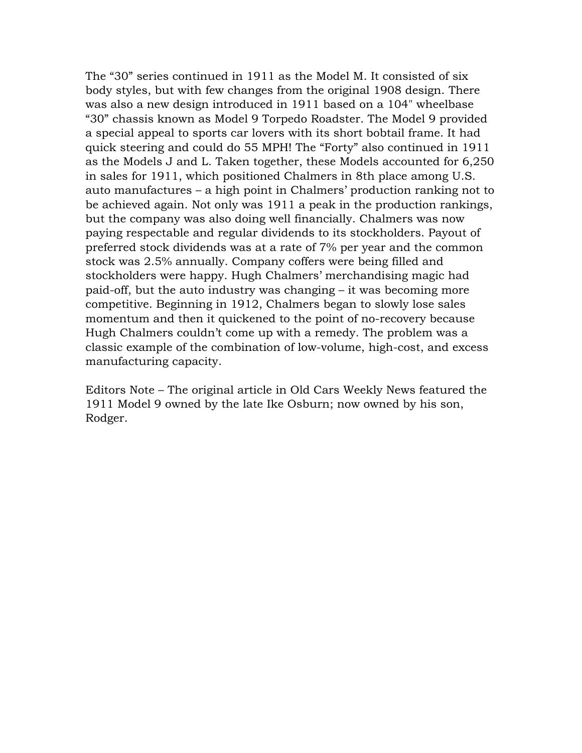The “30” series continued in 1911 as the Model M. It consisted of six body styles, but with few changes from the original 1908 design. There was also a new design introduced in 1911 based on a 104" wheelbase “30” chassis known as Model 9 Torpedo Roadster. The Model 9 provided a special appeal to sports car lovers with its short bobtail frame. It had quick steering and could do 55 MPH! The “Forty” also continued in 1911 as the Models J and L. Taken together, these Models accounted for 6,250 in sales for 1911, which positioned Chalmers in 8th place among U.S. auto manufactures – a high point in Chalmers’ production ranking not to be achieved again. Not only was 1911 a peak in the production rankings, but the company was also doing well financially. Chalmers was now paying respectable and regular dividends to its stockholders. Payout of preferred stock dividends was at a rate of 7% per year and the common stock was 2.5% annually. Company coffers were being filled and stockholders were happy. Hugh Chalmers’ merchandising magic had paid-off, but the auto industry was changing – it was becoming more competitive. Beginning in 1912, Chalmers began to slowly lose sales momentum and then it quickened to the point of no-recovery because Hugh Chalmers couldn’t come up with a remedy. The problem was a classic example of the combination of low-volume, high-cost, and excess manufacturing capacity.

Editors Note – The original article in Old Cars Weekly News featured the 1911 Model 9 owned by the late Ike Osburn; now owned by his son, Rodger.